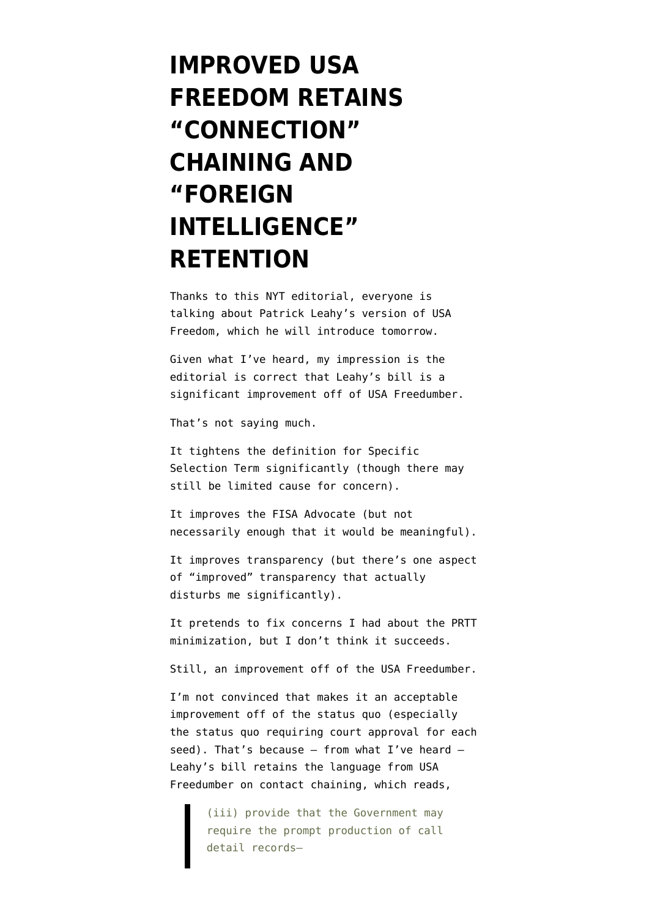# IMPROVED USA FREEDOM RETAINS "CONNECTION" CHAINING AND "FOREIGN INTELLIGENCE" RETENTION

Thanks to this NYT editorial, everyone is talking about Patrick Leahy's version of USA Freedom, which he will introduce tomorrow.

Given what I've heard, my impression is the editorial is correct that Leahy's bill is a significant improvement off of USA Freedumber.

That's not saying much.

It tightens the definition for Specific Selection Term significantly (though there may still be limited cause for concern).

It improves the FISA Advocate (but not necessarily enough that it would be meaningful).

It improves transparency (but there's one aspect of "improved" transparency that actually disturbs me significantly).

It pretends to fix concerns I had about the PRTT minimization, but I don't think it succeeds.

Still, an improvement off of the USA Freedumber.

I'm not convinced that makes it an acceptable improvement off of the status quo (especially the status quo requiring court approval for each seed). That's because — from what I've heard — Leahy's bill retains the language from USA Freedumber on contact chaining, which reads,

> (iii) provide that the Government may require the prompt production of call detail records—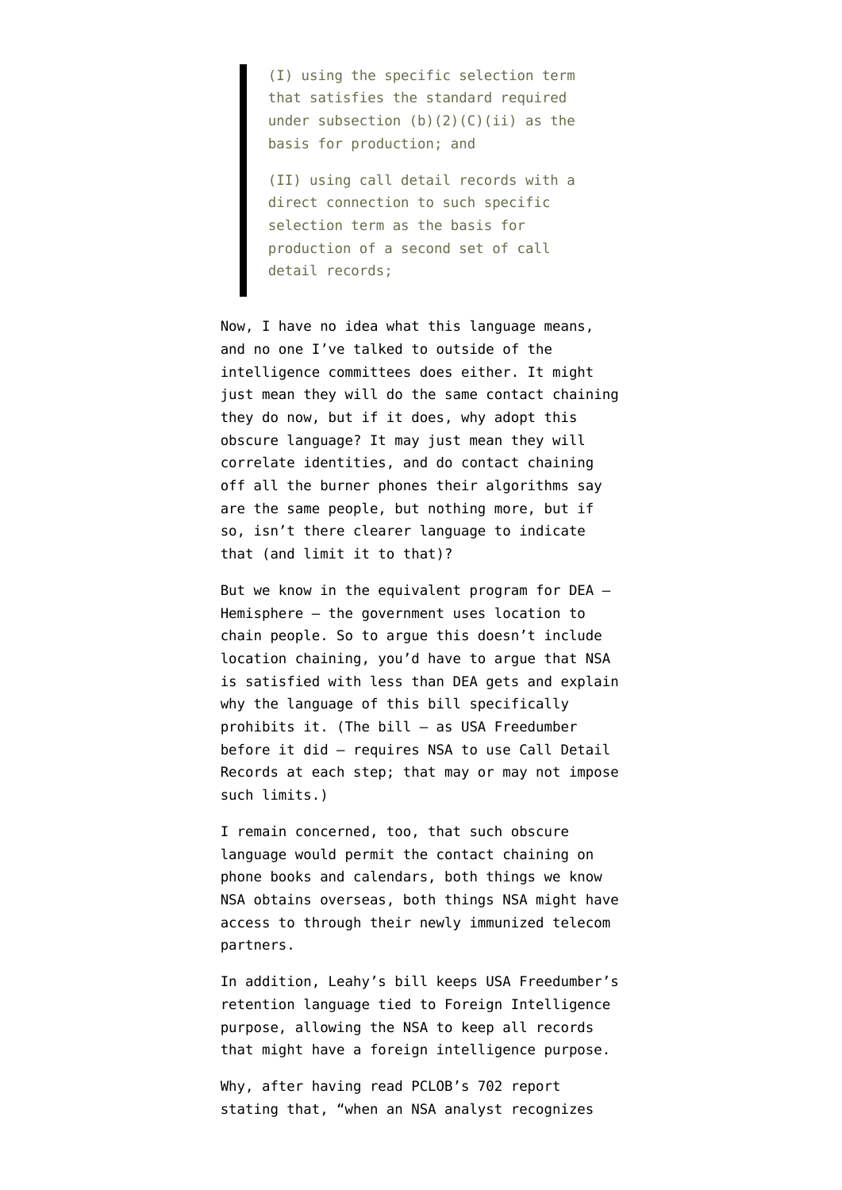> (I) using the specific selection term that satisfies the standard required under subsection (b)(2)(C)(ii) as the basis for production; and
>
> (II) using call detail records with a direct connection to such specific selection term as the basis for production of a second set of call detail records;

Now, I have no idea what this language means, and no one I've talked to outside of the intelligence committees does either. It might just mean they will do the same contact chaining they do now, but if it does, why adopt this obscure language? It may just mean they will correlate identities, and do contact chaining off all the burner phones their algorithms say are the same people, but nothing more, but if so, isn't there clearer language to indicate that (and limit it to that)?

But we know in the equivalent program for DEA — Hemisphere — the government uses location to chain people. So to argue this doesn't include location chaining, you'd have to argue that NSA is satisfied with less than DEA gets and explain why the language of this bill specifically prohibits it. (The bill — as USA Freedumber before it did — requires NSA to use Call Detail Records at each step; that may or may not impose such limits.)

I remain concerned, too, that such obscure language would permit the contact chaining on phone books and calendars, both things we know NSA obtains overseas, both things NSA might have access to through their newly immunized telecom partners.

In addition, Leahy's bill keeps USA Freedumber's retention language tied to Foreign Intelligence purpose, allowing the NSA to keep all records that might have a foreign intelligence purpose.

Why, after having read PCLOB's 702 report stating that, "when an NSA analyst recognizes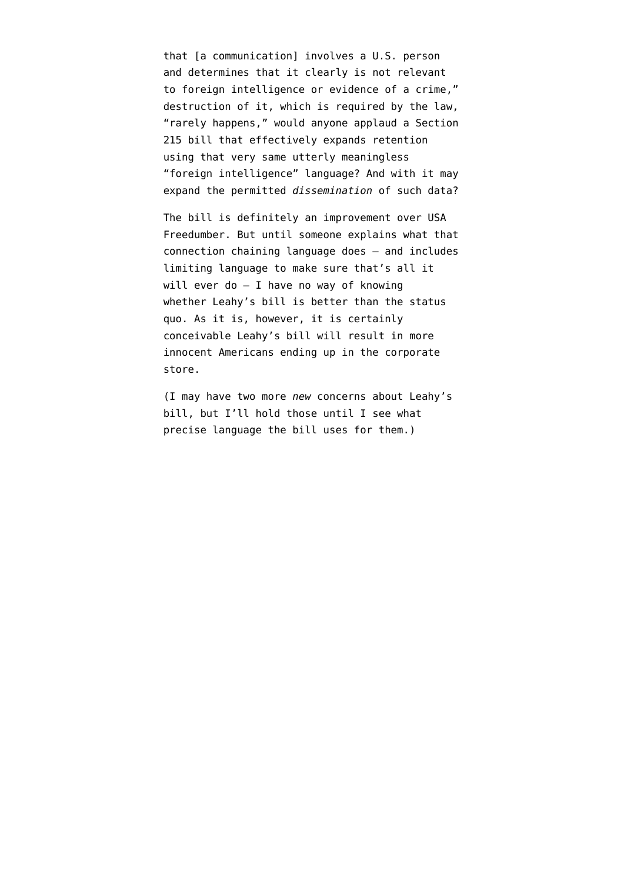that [a communication] involves a U.S. person and determines that it clearly is not relevant to foreign intelligence or evidence of a crime," destruction of it, which is required by the law, "rarely happens," would anyone applaud a Section 215 bill that effectively expands retention using that very same utterly meaningless "foreign intelligence" language? And with it may expand the permitted *dissemination* of such data?

The bill is definitely an improvement over USA Freedumber. But until someone explains what that connection chaining language does — and includes limiting language to make sure that's all it will ever do — I have no way of knowing whether Leahy's bill is better than the status quo. As it is, however, it is certainly conceivable Leahy's bill will result in more innocent Americans ending up in the corporate store.

(I may have two more *new* concerns about Leahy's bill, but I'll hold those until I see what precise language the bill uses for them.)